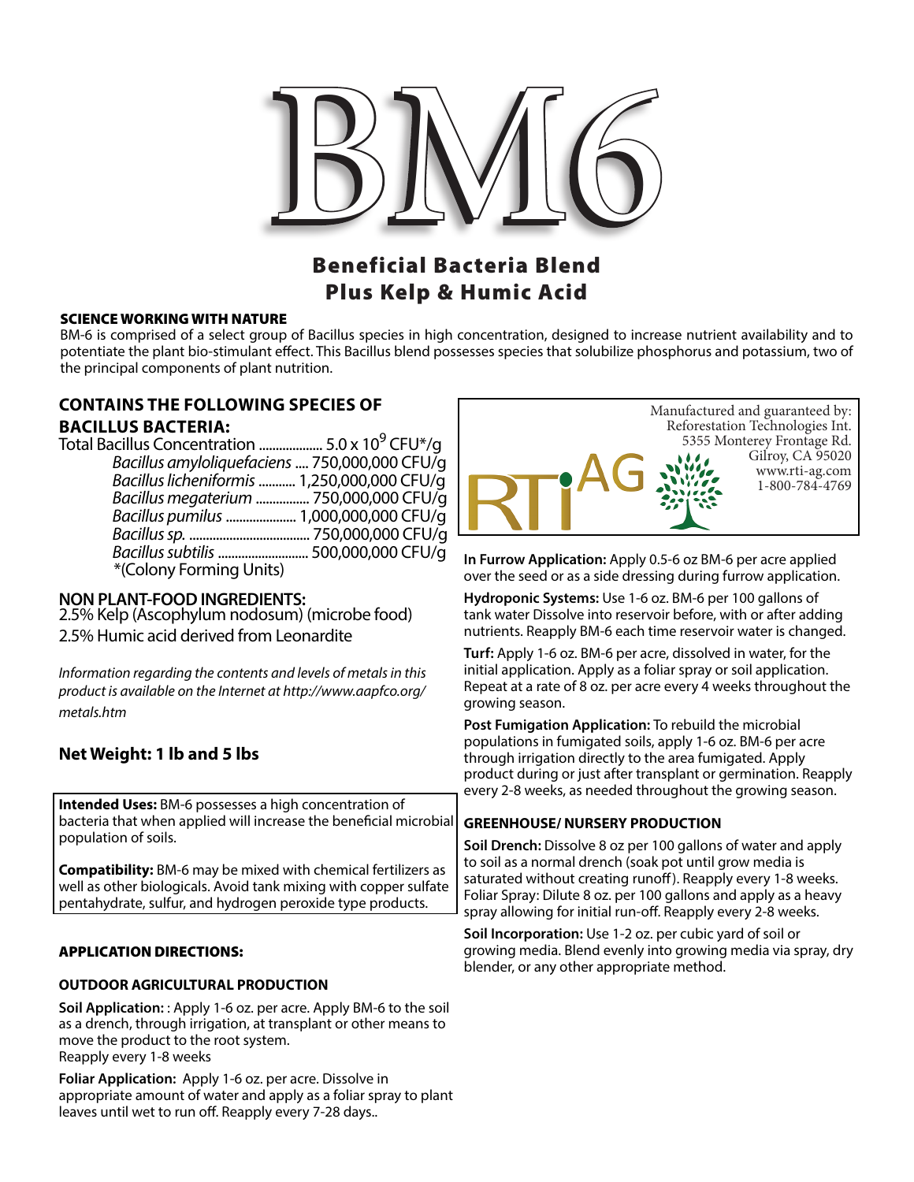# BM6

## Beneficial Bacteria Blend
## Plus Kelp & Humic Acid

**SCIENCE WORKING WITH NATURE**

BM-6 is comprised of a select group of Bacillus species in high concentration, designed to increase nutrient availability and to potentiate the plant bio-stimulant effect. This Bacillus blend possesses species that solubilize phosphorus and potassium, two of the principal components of plant nutrition.

### CONTAINS THE FOLLOWING SPECIES OF BACILLUS BACTERIA:

Total Bacillus Concentration .................. $5.0 \times 10^9$ CFU*/g

*Bacillus amyloliquefaciens* .... 750,000,000 CFU/g
*Bacillus licheniformis* .......... 1,250,000,000 CFU/g
*Bacillus megaterium* ............... 750,000,000 CFU/g
*Bacillus pumilus* .................... 1,000,000,000 CFU/g
*Bacillus sp.* ................................... 750,000,000 CFU/g
*Bacillus subtilis* .......................... 500,000,000 CFU/g

*(Colony Forming Units)

### NON PLANT-FOOD INGREDIENTS:

2.5% Kelp (Ascophylum nodosum) (microbe food)
2.5% Humic acid derived from Leonardite

*Information regarding the contents and levels of metals in this product is available on the Internet at http://www.aapfco.org/metals.htm*

### Net Weight: 1 lb and 5 lbs

**Intended Uses:** BM-6 possesses a high concentration of bacteria that when applied will increase the beneficial microbial population of soils.

**Compatibility:** BM-6 may be mixed with chemical fertilizers as well as other biologicals. Avoid tank mixing with copper sulfate pentahydrate, sulfur, and hydrogen peroxide type products.

### APPLICATION DIRECTIONS:

#### OUTDOOR AGRICULTURAL PRODUCTION

**Soil Application:** : Apply 1-6 oz. per acre. Apply BM-6 to the soil as a drench, through irrigation, at transplant or other means to move the product to the root system.
Reapply every 1-8 weeks

**Foliar Application:** Apply 1-6 oz. per acre. Dissolve in appropriate amount of water and apply as a foliar spray to plant leaves until wet to run off. Reapply every 7-28 days..

Manufactured and guaranteed by:
Reforestation Technologies Int.
5355 Monterey Frontage Rd.
Gilroy, CA 95020
www.rti-ag.com
1-800-784-4769

RTi AG

**In Furrow Application:** Apply 0.5-6 oz BM-6 per acre applied over the seed or as a side dressing during furrow application.

**Hydroponic Systems:** Use 1-6 oz. BM-6 per 100 gallons of tank water Dissolve into reservoir before, with or after adding nutrients. Reapply BM-6 each time reservoir water is changed.

**Turf:** Apply 1-6 oz. BM-6 per acre, dissolved in water, for the initial application. Apply as a foliar spray or soil application. Repeat at a rate of 8 oz. per acre every 4 weeks throughout the growing season.

**Post Fumigation Application:** To rebuild the microbial populations in fumigated soils, apply 1-6 oz. BM-6 per acre through irrigation directly to the area fumigated. Apply product during or just after transplant or germination. Reapply every 2-8 weeks, as needed throughout the growing season.

#### GREENHOUSE/ NURSERY PRODUCTION

**Soil Drench:** Dissolve 8 oz per 100 gallons of water and apply to soil as a normal drench (soak pot until grow media is saturated without creating runoff). Reapply every 1-8 weeks. Foliar Spray: Dilute 8 oz. per 100 gallons and apply as a heavy spray allowing for initial run-off. Reapply every 2-8 weeks.

**Soil Incorporation:** Use 1-2 oz. per cubic yard of soil or growing media. Blend evenly into growing media via spray, dry blender, or any other appropriate method.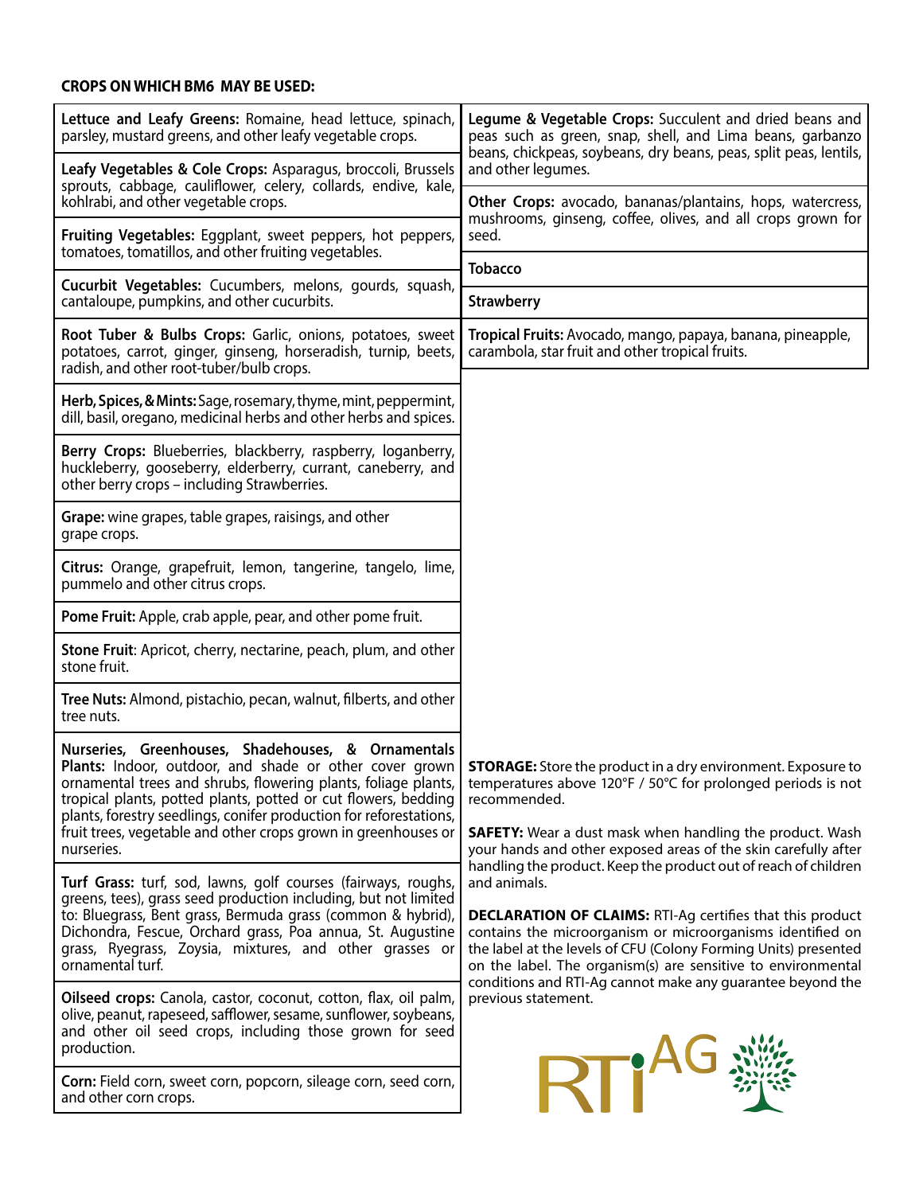**CROPS ON WHICH BM6 MAY BE USED:**

| | |
|---|---|
| **Lettuce and Leafy Greens:** Romaine, head lettuce, spinach, parsley, mustard greens, and other leafy vegetable crops. | **Legume & Vegetable Crops:** Succulent and dried beans and peas such as green, snap, shell, and Lima beans, garbanzo beans, chickpeas, soybeans, dry beans, peas, split peas, lentils, and other legumes. |
| **Leafy Vegetables & Cole Crops:** Asparagus, broccoli, Brussels sprouts, cabbage, cauliflower, celery, collards, endive, kale, kohlrabi, and other vegetable crops. | **Other Crops:** avocado, bananas/plantains, hops, watercress, mushrooms, ginseng, coffee, olives, and all crops grown for seed. |
| **Fruiting Vegetables:** Eggplant, sweet peppers, hot peppers, tomatoes, tomatillos, and other fruiting vegetables. | **Tobacco** |
| **Cucurbit Vegetables:** Cucumbers, melons, gourds, squash, cantaloupe, pumpkins, and other cucurbits. | **Strawberry** |
| **Root Tuber & Bulbs Crops:** Garlic, onions, potatoes, sweet potatoes, carrot, ginger, ginseng, horseradish, turnip, beets, radish, and other root-tuber/bulb crops. | **Tropical Fruits:** Avocado, mango, papaya, banana, pineapple, carambola, star fruit and other tropical fruits. |
| **Herb, Spices, & Mints:** Sage, rosemary, thyme, mint, peppermint, dill, basil, oregano, medicinal herbs and other herbs and spices. | |
| **Berry Crops:** Blueberries, blackberry, raspberry, loganberry, huckleberry, gooseberry, elderberry, currant, caneberry, and other berry crops – including Strawberries. | |
| **Grape:** wine grapes, table grapes, raisings, and other grape crops. | |
| **Citrus:** Orange, grapefruit, lemon, tangerine, tangelo, lime, pummelo and other citrus crops. | |
| **Pome Fruit:** Apple, crab apple, pear, and other pome fruit. | |
| **Stone Fruit**: Apricot, cherry, nectarine, peach, plum, and other stone fruit. | |
| **Tree Nuts:** Almond, pistachio, pecan, walnut, filberts, and other tree nuts. | |
| **Nurseries, Greenhouses, Shadehouses, & Ornamentals Plants:** Indoor, outdoor, and shade or other cover grown ornamental trees and shrubs, flowering plants, foliage plants, tropical plants, potted plants, potted or cut flowers, bedding plants, forestry seedlings, conifer production for reforestations, fruit trees, vegetable and other crops grown in greenhouses or nurseries. | |
| **Turf Grass:** turf, sod, lawns, golf courses (fairways, roughs, greens, tees), grass seed production including, but not limited to: Bluegrass, Bent grass, Bermuda grass (common & hybrid), Dichondra, Fescue, Orchard grass, Poa annua, St. Augustine grass, Ryegrass, Zoysia, mixtures, and other grasses or ornamental turf. | |
| **Oilseed crops:** Canola, castor, coconut, cotton, flax, oil palm, olive, peanut, rapeseed, safflower, sesame, sunflower, soybeans, and other oil seed crops, including those grown for seed production. | |
| **Corn:** Field corn, sweet corn, popcorn, sileage corn, seed corn, and other corn crops. | |

**STORAGE:** Store the product in a dry environment. Exposure to temperatures above 120°F / 50°C for prolonged periods is not recommended.

**SAFETY:** Wear a dust mask when handling the product. Wash your hands and other exposed areas of the skin carefully after handling the product. Keep the product out of reach of children and animals.

**DECLARATION OF CLAIMS:** RTI-Ag certifies that this product contains the microorganism or microorganisms identified on the label at the levels of CFU (Colony Forming Units) presented on the label. The organism(s) are sensitive to environmental conditions and RTI-Ag cannot make any guarantee beyond the previous statement.

RTI AG